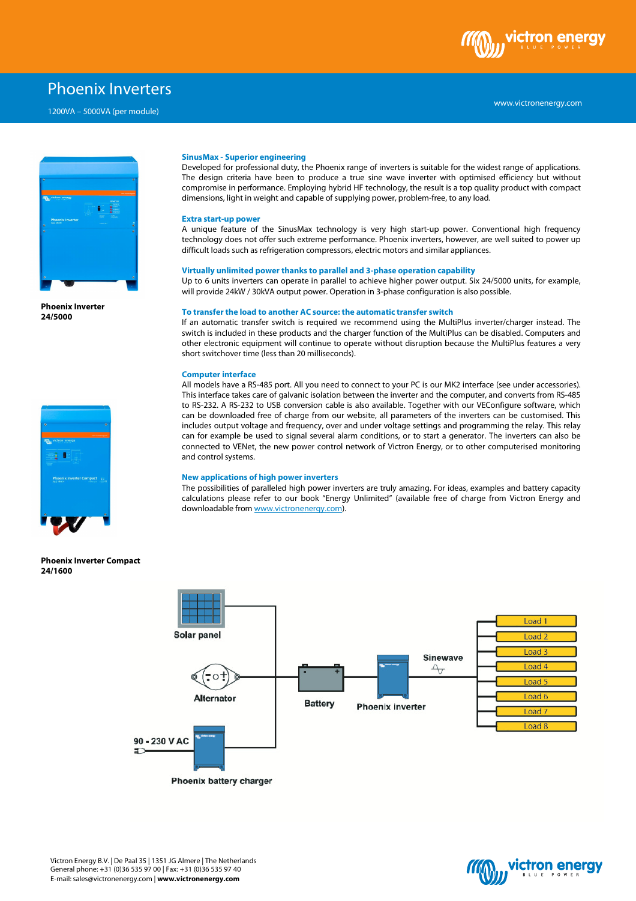# Phoenix Inverters

1200VA – 5000VA (per module)

www.victronenergy.com

Phoenix Inverter 24/5000

Phoenix Inverter Compact 24/1600

### SinusMax - Superior engineering

Developed for professional duty, the Phoenix range of inverters is suitable for the widest range of applications. The design criteria have been to produce a true sine wave inverter with optimised efficiency but without compromise in performance. Employing hybrid HF technology, the result is a top quality product with compact dimensions, light in weight and capable of supplying power, problem-free, to any load.

### Extra start-up power

A unique feature of the SinusMax technology is very high start-up power. Conventional high frequency technology does not offer such extreme performance. Phoenix inverters, however, are well suited to power up difficult loads such as refrigeration compressors, electric motors and similar appliances.

### Virtually unlimited power thanks to parallel and 3-phase operation capability

Up to 6 units inverters can operate in parallel to achieve higher power output. Six 24/5000 units, for example, will provide 24kW / 30kVA output power. Operation in 3-phase configuration is also possible.

### To transfer the load to another AC source: the automatic transfer switch

If an automatic transfer switch is required we recommend using the MultiPlus inverter/charger instead. The switch is included in these products and the charger function of the MultiPlus can be disabled. Computers and other electronic equipment will continue to operate without disruption because the MultiPlus features a very short switchover time (less than 20 milliseconds).

### Computer interface

All models have a RS-485 port. All you need to connect to your PC is our MK2 interface (see under accessories). This interface takes care of galvanic isolation between the inverter and the computer, and converts from RS-485 to RS-232. A RS-232 to USB conversion cable is also available. Together with our VEConfigure software, which can be downloaded free of charge from our website, all parameters of the inverters can be customised. This includes output voltage and frequency, over and under voltage settings and programming the relay. This relay can for example be used to signal several alarm conditions, or to start a generator. The inverters can also be connected to VENet, the new power control network of Victron Energy, or to other computerised monitoring and control systems.

### New applications of high power inverters

The possibilities of paralleled high power inverters are truly amazing. For ideas, examples and battery capacity calculations please refer to our book "Energy Unlimited" (available free of charge from Victron Energy and downloadable from www.victronenergy.com).

Solar panel

Alternator

90 - 230 V AC

Phoenix battery charger

Battery

Phoenix inverter

Sinewave

Load 1

Load 2

Load 3

Load 4

Load 5

Load 6

Load 7

Load 8

Victron Energy B.V. | De Paal 35 | 1351 JG Almere | The Netherlands
General phone: +31 (0)36 535 97 00 | Fax: +31 (0)36 535 97 40
E-mail: sales@victronenergy.com | **www.victronenergy.com**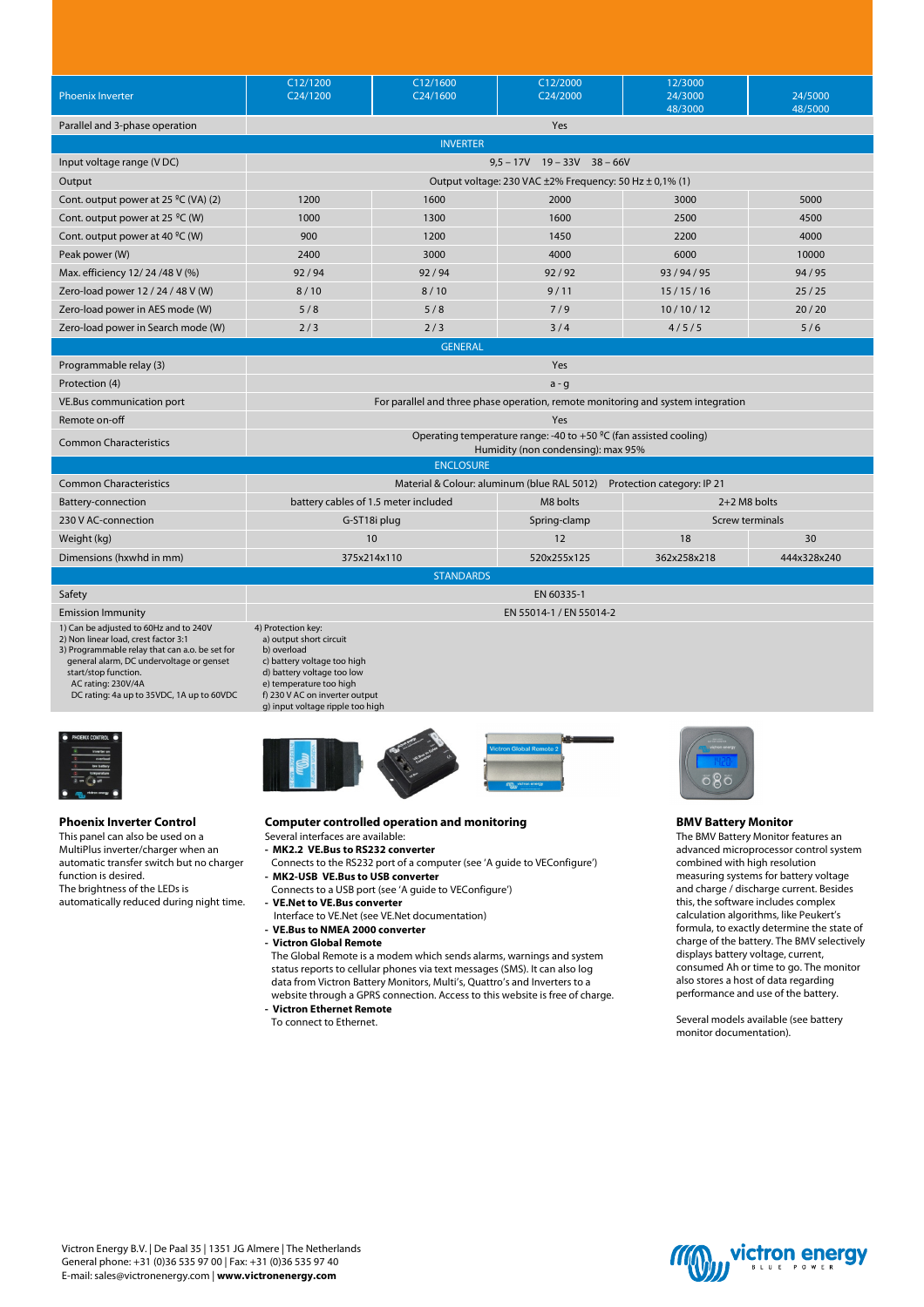| Phoenix Inverter | C12/1200 C24/1200 | C12/1600 C24/1600 | C12/2000 C24/2000 | 12/3000 24/3000 48/3000 | 24/5000 48/5000 |
|---|---|---|---|---|---|
| Parallel and 3-phase operation | Yes | | | | |
| **INVERTER** | | | | | |
| Input voltage range (V DC) | 9,5 – 17V 19 – 33V 38 – 66V | | | | |
| Output | Output voltage: 230 VAC ±2% Frequency: 50 Hz ± 0,1% (1) | | | | |
| Cont. output power at 25 °C (VA) (2) | 1200 | 1600 | 2000 | 3000 | 5000 |
| Cont. output power at 25 °C (W) | 1000 | 1300 | 1600 | 2500 | 4500 |
| Cont. output power at 40 °C (W) | 900 | 1200 | 1450 | 2200 | 4000 |
| Peak power (W) | 2400 | 3000 | 4000 | 6000 | 10000 |
| Max. efficiency 12/ 24 /48 V (%) | 92 / 94 | 92 / 94 | 92 / 92 | 93 / 94 / 95 | 94 / 95 |
| Zero-load power 12 / 24 / 48 V (W) | 8 / 10 | 8 / 10 | 9 / 11 | 15 / 15 / 16 | 25 / 25 |
| Zero-load power in AES mode (W) | 5 / 8 | 5 / 8 | 7 / 9 | 10 / 10 / 12 | 20 / 20 |
| Zero-load power in Search mode (W) | 2 / 3 | 2 / 3 | 3 / 4 | 4 / 5 / 5 | 5 / 6 |
| **GENERAL** | | | | | |
| Programmable relay (3) | Yes | | | | |
| Protection (4) | a - g | | | | |
| VE.Bus communication port | For parallel and three phase operation, remote monitoring and system integration | | | | |
| Remote on-off | Yes | | | | |
| Common Characteristics | Operating temperature range: -40 to +50 °C (fan assisted cooling) Humidity (non condensing): max 95% | | | | |
| **ENCLOSURE** | | | | | |
| Common Characteristics | Material & Colour: aluminum (blue RAL 5012) Protection category: IP 21 | | | | |
| Battery-connection | battery cables of 1.5 meter included | | M8 bolts | 2+2 M8 bolts | |
| 230 V AC-connection | G-ST18i plug | | Spring-clamp | Screw terminals | |
| Weight (kg) | 10 | | 12 | 18 | 30 |
| Dimensions (hxwhd in mm) | 375x214x110 | | 520x255x125 | 362x258x218 | 444x328x240 |
| **STANDARDS** | | | | | |
| Safety | EN 60335-1 | | | | |
| Emission Immunity | EN 55014-1 / EN 55014-2 | | | | |

1) Can be adjusted to 60Hz and to 240V
2) Non linear load, crest factor 3:1
3) Programmable relay that can a.o. be set for general alarm, DC undervoltage or genset start/stop function.
AC rating: 230V/4A
DC rating: 4a up to 35VDC, 1A up to 60VDC

4) Protection key:
a) output short circuit
b) overload
c) battery voltage too high
d) battery voltage too low
e) temperature too high
f) 230 V AC on inverter output
g) input voltage ripple too high

### Phoenix Inverter Control

This panel can also be used on a MultiPlus inverter/charger when an automatic transfer switch but no charger function is desired.
The brightness of the LEDs is automatically reduced during night time.

### Computer controlled operation and monitoring

Several interfaces are available:

- **MK2.2 VE.Bus to RS232 converter**
  Connects to the RS232 port of a computer (see 'A guide to VEConfigure')
- **MK2-USB VE.Bus to USB converter**
  Connects to a USB port (see 'A guide to VEConfigure')
- **VE.Net to VE.Bus converter**
  Interface to VE.Net (see VE.Net documentation)
- **VE.Bus to NMEA 2000 converter**
- **Victron Global Remote**
  The Global Remote is a modem which sends alarms, warnings and system status reports to cellular phones via text messages (SMS). It can also log data from Victron Battery Monitors, Multi's, Quattro's and Inverters to a website through a GPRS connection. Access to this website is free of charge.
- **Victron Ethernet Remote**
  To connect to Ethernet.

### BMV Battery Monitor

The BMV Battery Monitor features an advanced microprocessor control system combined with high resolution measuring systems for battery voltage and charge / discharge current. Besides this, the software includes complex calculation algorithms, like Peukert's formula, to exactly determine the state of charge of the battery. The BMV selectively displays battery voltage, current, consumed Ah or time to go. The monitor also stores a host of data regarding performance and use of the battery.

Several models available (see battery monitor documentation).

Victron Energy B.V. | De Paal 35 | 1351 JG Almere | The Netherlands
General phone: +31 (0)36 535 97 00 | Fax: +31 (0)36 535 97 40
E-mail: sales@victronenergy.com | **www.victronenergy.com**